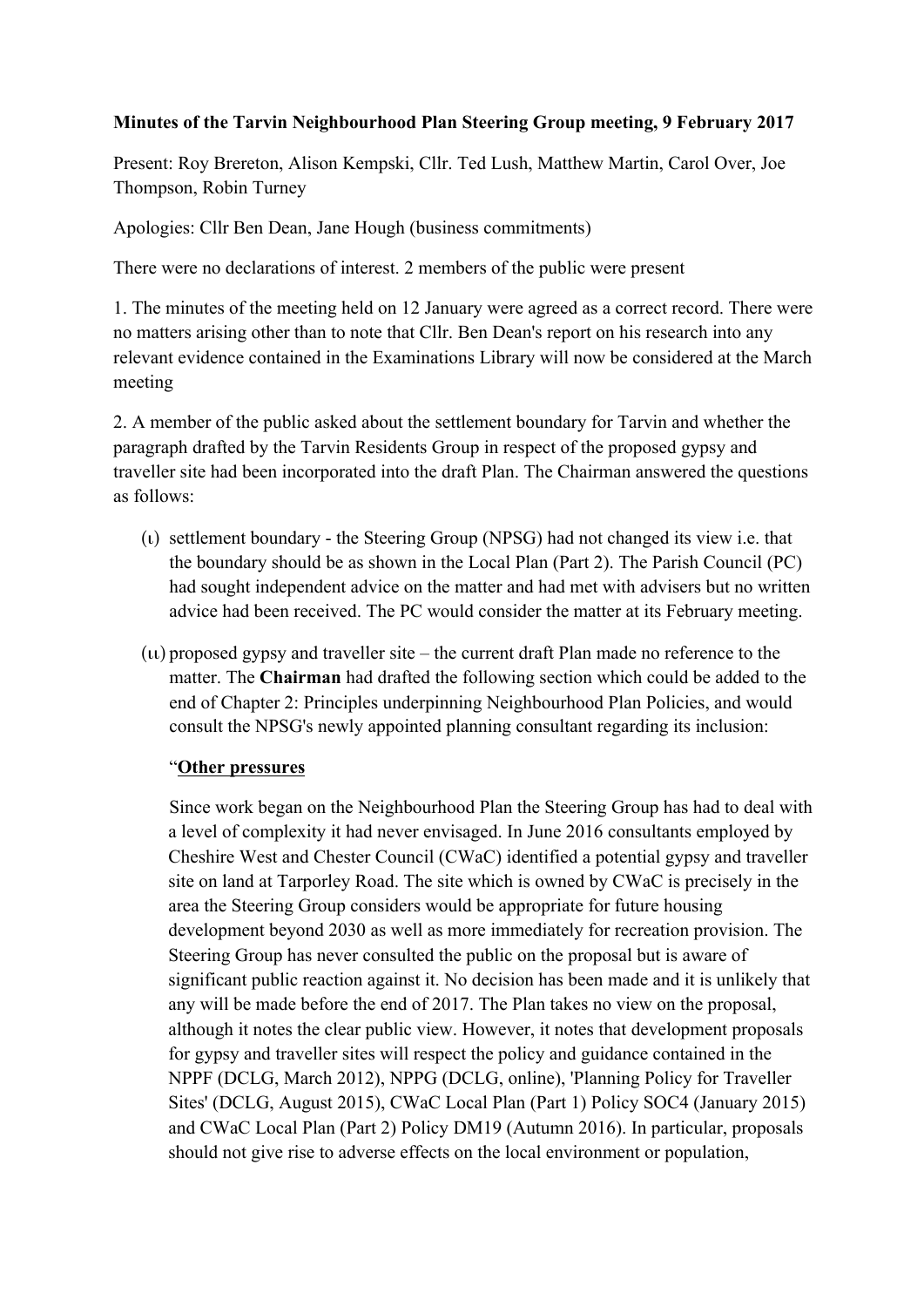**Minutes of the Tarvin Neighbourhood Plan Steering Group meeting, 9 February 2017**

Present: Roy Brereton, Alison Kempski, Cllr. Ted Lush, Matthew Martin, Carol Over, Joe Thompson, Robin Turney

Apologies: Cllr Ben Dean, Jane Hough (business commitments)

There were no declarations of interest. 2 members of the public were present

1. The minutes of the meeting held on 12 January were agreed as a correct record. There were no matters arising other than to note that Cllr. Ben Dean's report on his research into any relevant evidence contained in the Examinations Library will now be considered at the March meeting

2. A member of the public asked about the settlement boundary for Tarvin and whether the paragraph drafted by the Tarvin Residents Group in respect of the proposed gypsy and traveller site had been incorporated into the draft Plan. The Chairman answered the questions as follows:

(ι) settlement boundary - the Steering Group (NPSG) had not changed its view i.e. that the boundary should be as shown in the Local Plan (Part 2). The Parish Council (PC) had sought independent advice on the matter and had met with advisers but no written advice had been received. The PC would consider the matter at its February meeting.

(ιι) proposed gypsy and traveller site – the current draft Plan made no reference to the matter. The **Chairman** had drafted the following section which could be added to the end of Chapter 2: Principles underpinning Neighbourhood Plan Policies, and would consult the NPSG's newly appointed planning consultant regarding its inclusion:

"**<u>Other pressures</u>**

Since work began on the Neighbourhood Plan the Steering Group has had to deal with a level of complexity it had never envisaged. In June 2016 consultants employed by Cheshire West and Chester Council (CWaC) identified a potential gypsy and traveller site on land at Tarporley Road. The site which is owned by CWaC is precisely in the area the Steering Group considers would be appropriate for future housing development beyond 2030 as well as more immediately for recreation provision. The Steering Group has never consulted the public on the proposal but is aware of significant public reaction against it. No decision has been made and it is unlikely that any will be made before the end of 2017. The Plan takes no view on the proposal, although it notes the clear public view. However, it notes that development proposals for gypsy and traveller sites will respect the policy and guidance contained in the NPPF (DCLG, March 2012), NPPG (DCLG, online), 'Planning Policy for Traveller Sites' (DCLG, August 2015), CWaC Local Plan (Part 1) Policy SOC4 (January 2015) and CWaC Local Plan (Part 2) Policy DM19 (Autumn 2016). In particular, proposals should not give rise to adverse effects on the local environment or population,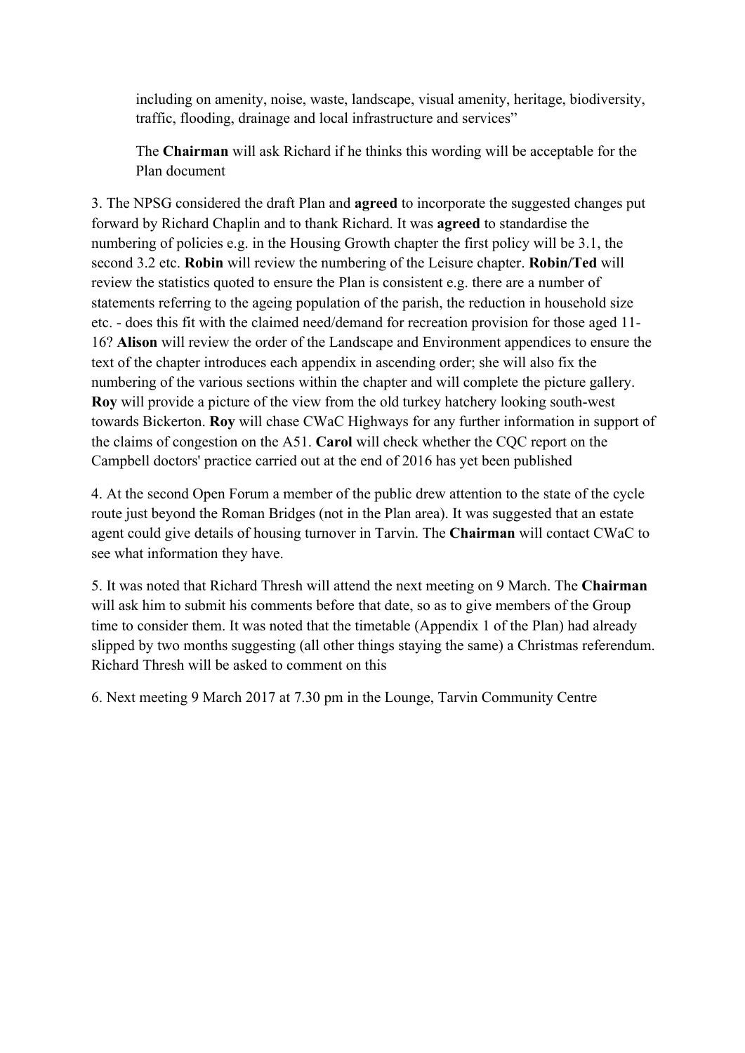including on amenity, noise, waste, landscape, visual amenity, heritage, biodiversity, traffic, flooding, drainage and local infrastructure and services"

The **Chairman** will ask Richard if he thinks this wording will be acceptable for the Plan document

3. The NPSG considered the draft Plan and **agreed** to incorporate the suggested changes put forward by Richard Chaplin and to thank Richard. It was **agreed** to standardise the numbering of policies e.g. in the Housing Growth chapter the first policy will be 3.1, the second 3.2 etc. **Robin** will review the numbering of the Leisure chapter. **Robin/Ted** will review the statistics quoted to ensure the Plan is consistent e.g. there are a number of statements referring to the ageing population of the parish, the reduction in household size etc. - does this fit with the claimed need/demand for recreation provision for those aged 11-16? **Alison** will review the order of the Landscape and Environment appendices to ensure the text of the chapter introduces each appendix in ascending order; she will also fix the numbering of the various sections within the chapter and will complete the picture gallery. **Roy** will provide a picture of the view from the old turkey hatchery looking south-west towards Bickerton. **Roy** will chase CWaC Highways for any further information in support of the claims of congestion on the A51. **Carol** will check whether the CQC report on the Campbell doctors' practice carried out at the end of 2016 has yet been published

4. At the second Open Forum a member of the public drew attention to the state of the cycle route just beyond the Roman Bridges (not in the Plan area). It was suggested that an estate agent could give details of housing turnover in Tarvin. The **Chairman** will contact CWaC to see what information they have.

5. It was noted that Richard Thresh will attend the next meeting on 9 March. The **Chairman** will ask him to submit his comments before that date, so as to give members of the Group time to consider them. It was noted that the timetable (Appendix 1 of the Plan) had already slipped by two months suggesting (all other things staying the same) a Christmas referendum. Richard Thresh will be asked to comment on this

6. Next meeting 9 March 2017 at 7.30 pm in the Lounge, Tarvin Community Centre